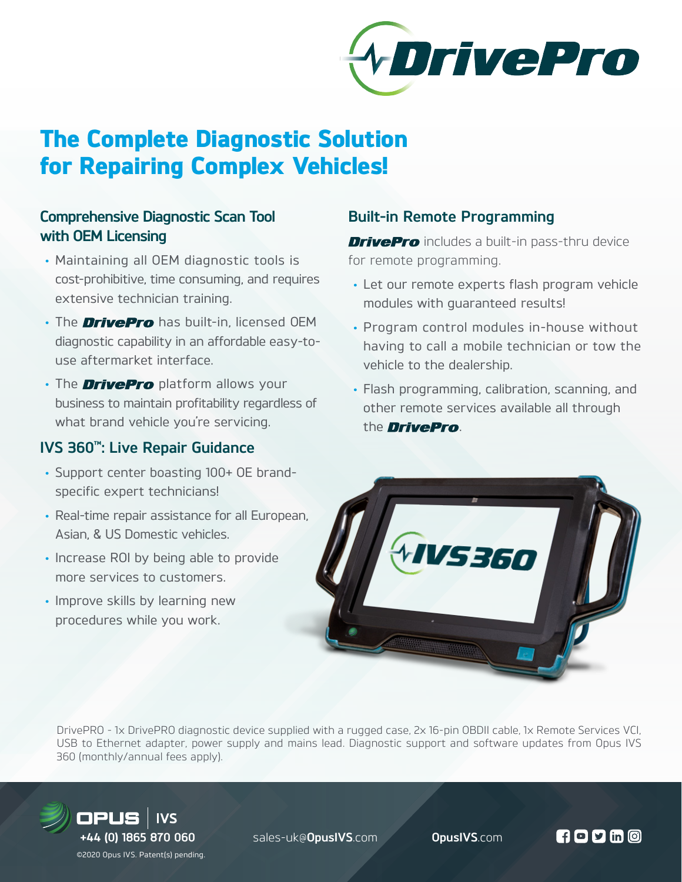# The Complete Diagnostic Solution for Repairing Complex Vehicles!

## Comprehensive Diagnostic Scan Tool with OEM Licensing

- Maintaining all OEM diagnostic tools is cost-prohibitive, time consuming, and requires extensive technician training.
- The ***DrivePro*** has built-in, licensed OEM diagnostic capability in an affordable easy-to-use aftermarket interface.
- The ***DrivePro*** platform allows your business to maintain profitability regardless of what brand vehicle you're servicing.

## IVS 360™: Live Repair Guidance

- Support center boasting 100+ OE brand-specific expert technicians!
- Real-time repair assistance for all European, Asian, & US Domestic vehicles.
- Increase ROI by being able to provide more services to customers.
- Improve skills by learning new procedures while you work.

## Built-in Remote Programming

***DrivePro*** includes a built-in pass-thru device for remote programming.

- Let our remote experts flash program vehicle modules with guaranteed results!
- Program control modules in-house without having to call a mobile technician or tow the vehicle to the dealership.
- Flash programming, calibration, scanning, and other remote services available all through the ***DrivePro***.

DrivePRO - 1x DrivePRO diagnostic device supplied with a rugged case, 2x 16-pin OBDII cable, 1x Remote Services VCI, USB to Ethernet adapter, power supply and mains lead. Diagnostic support and software updates from Opus IVS 360 (monthly/annual fees apply).

OPUS | IVS
+44 (0) 1865 870 060
sales-uk@OpusIVS.com
OpusIVS.com

©2020 Opus IVS. Patent(s) pending.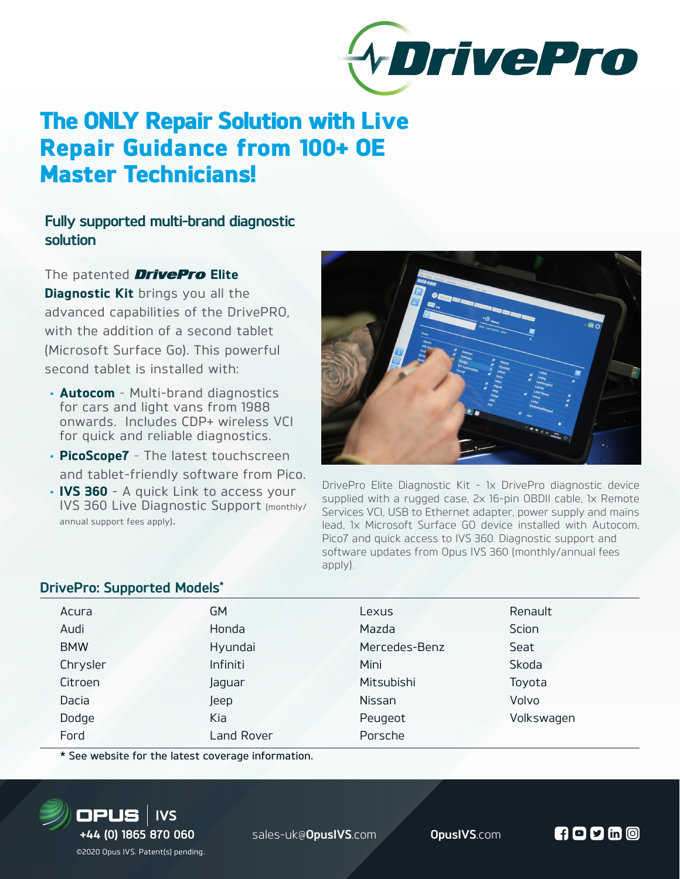# The ONLY Repair Solution with Live Repair Guidance from 100+ OE Master Technicians!

## Fully supported multi-brand diagnostic solution

The patented ***DrivePro* Elite Diagnostic Kit** brings you all the advanced capabilities of the DrivePRO, with the addition of a second tablet (Microsoft Surface Go). This powerful second tablet is installed with:

- **Autocom** - Multi-brand diagnostics for cars and light vans from 1988 onwards. Includes CDP+ wireless VCI for quick and reliable diagnostics.
- **PicoScope7** - The latest touchscreen and tablet-friendly software from Pico.
- **IVS 360** - A quick Link to access your IVS 360 Live Diagnostic Support (monthly/annual support fees apply).

DrivePro Elite Diagnostic Kit - 1x DrivePro diagnostic device supplied with a rugged case, 2x 16-pin OBDII cable, 1x Remote Services VCI, USB to Ethernet adapter, power supply and mains lead, 1x Microsoft Surface GO device installed with Autocom, Pico7 and quick access to IVS 360. Diagnostic support and software updates from Opus IVS 360 (monthly/annual fees apply).

## DrivePro: Supported Models*

| | | | |
|---|---|---|---|
| Acura | GM | Lexus | Renault |
| Audi | Honda | Mazda | Scion |
| BMW | Hyundai | Mercedes-Benz | Seat |
| Chrysler | Infiniti | Mini | Skoda |
| Citroen | Jaguar | Mitsubishi | Toyota |
| Dacia | Jeep | Nissan | Volvo |
| Dodge | Kia | Peugeot | Volkswagen |
| Ford | Land Rover | Porsche | |

* See website for the latest coverage information.

OPUS | IVS

+44 (0) 1865 870 060

sales-uk@OpusIVS.com

OpusIVS.com

©2020 Opus IVS. Patent(s) pending.